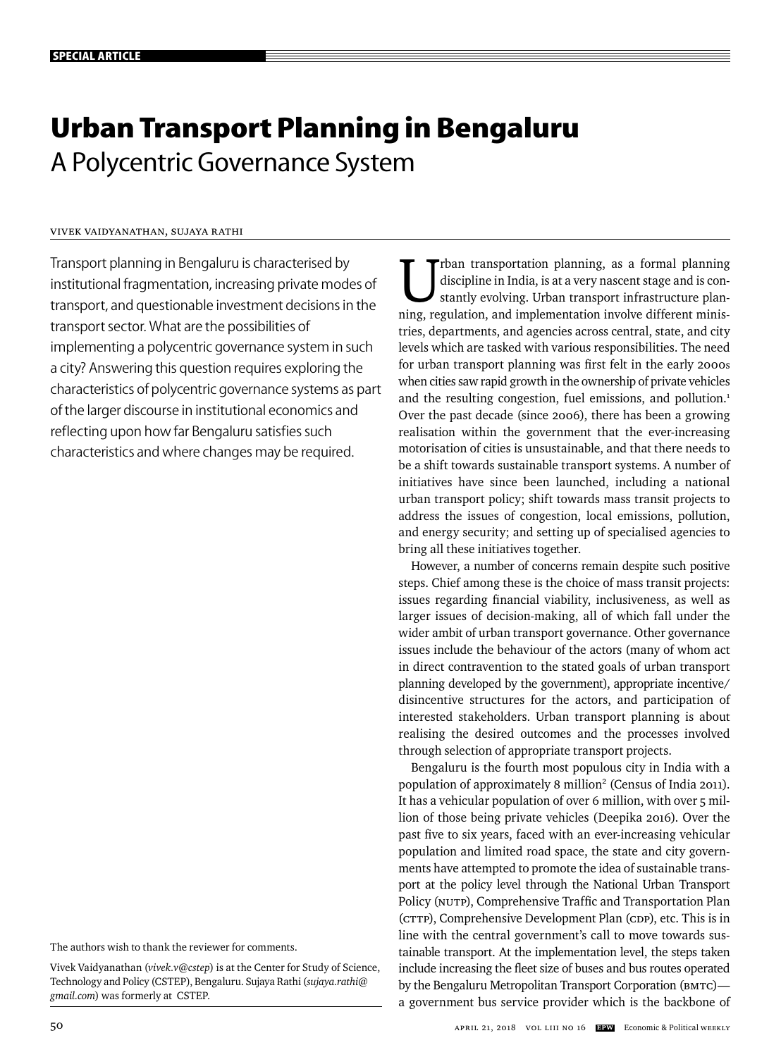SPECIAL ARTICLE

# Urban Transport Planning in Bengaluru

## A Polycentric Governance System

VIVEK VAIDYANATHAN, SUJAYA RATHI

Transport planning in Bengaluru is characterised by institutional fragmentation, increasing private modes of transport, and questionable investment decisions in the transport sector. What are the possibilities of implementing a polycentric governance system in such a city? Answering this question requires exploring the characteristics of polycentric governance systems as part of the larger discourse in institutional economics and reflecting upon how far Bengaluru satisfies such characteristics and where changes may be required.

The authors wish to thank the reviewer for comments.

Vivek Vaidyanathan (*vivek.v@cstep*) is at the Center for Study of Science, Technology and Policy (CSTEP), Bengaluru. Sujaya Rathi (*sujaya.rathi@gmail.com*) was formerly at CSTEP.

Urban transportation planning, as a formal planning discipline in India, is at a very nascent stage and is constantly evolving. Urban transport infrastructure planning, regulation, and implementation involve different ministries, departments, and agencies across central, state, and city levels which are tasked with various responsibilities. The need for urban transport planning was first felt in the early 2000s when cities saw rapid growth in the ownership of private vehicles and the resulting congestion, fuel emissions, and pollution.[1] Over the past decade (since 2006), there has been a growing realisation within the government that the ever-increasing motorisation of cities is unsustainable, and that there needs to be a shift towards sustainable transport systems. A number of initiatives have since been launched, including a national urban transport policy; shift towards mass transit projects to address the issues of congestion, local emissions, pollution, and energy security; and setting up of specialised agencies to bring all these initiatives together.

However, a number of concerns remain despite such positive steps. Chief among these is the choice of mass transit projects: issues regarding financial viability, inclusiveness, as well as larger issues of decision-making, all of which fall under the wider ambit of urban transport governance. Other governance issues include the behaviour of the actors (many of whom act in direct contravention to the stated goals of urban transport planning developed by the government), appropriate incentive/disincentive structures for the actors, and participation of interested stakeholders. Urban transport planning is about realising the desired outcomes and the processes involved through selection of appropriate transport projects.

Bengaluru is the fourth most populous city in India with a population of approximately 8 million[2] (Census of India 2011). It has a vehicular population of over 6 million, with over 5 million of those being private vehicles (Deepika 2016). Over the past five to six years, faced with an ever-increasing vehicular population and limited road space, the state and city governments have attempted to promote the idea of sustainable transport at the policy level through the National Urban Transport Policy (NUTP), Comprehensive Traffic and Transportation Plan (CTTP), Comprehensive Development Plan (CDP), etc. This is in line with the central government's call to move towards sustainable transport. At the implementation level, the steps taken include increasing the fleet size of buses and bus routes operated by the Bengaluru Metropolitan Transport Corporation (BMTC)—a government bus service provider which is the backbone of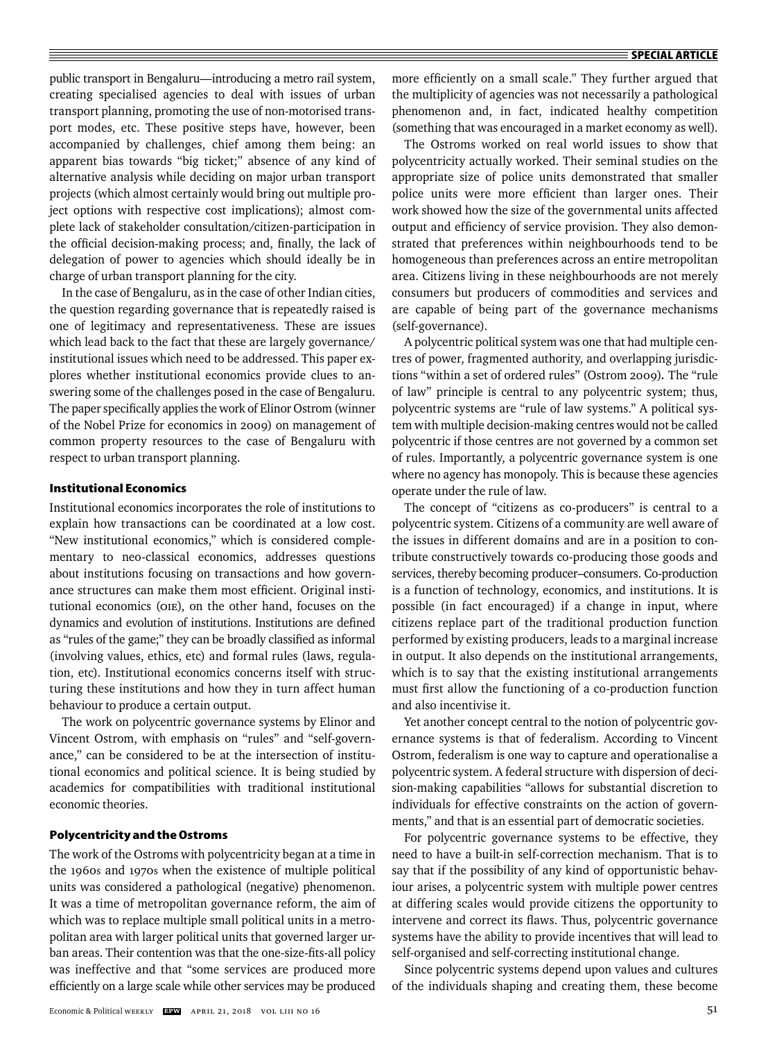public transport in Bengaluru—introducing a metro rail system, creating specialised agencies to deal with issues of urban transport planning, promoting the use of non-motorised transport modes, etc. These positive steps have, however, been accompanied by challenges, chief among them being: an apparent bias towards "big ticket;" absence of any kind of alternative analysis while deciding on major urban transport projects (which almost certainly would bring out multiple project options with respective cost implications); almost complete lack of stakeholder consultation/citizen-participation in the official decision-making process; and, finally, the lack of delegation of power to agencies which should ideally be in charge of urban transport planning for the city.

In the case of Bengaluru, as in the case of other Indian cities, the question regarding governance that is repeatedly raised is one of legitimacy and representativeness. These are issues which lead back to the fact that these are largely governance/institutional issues which need to be addressed. This paper explores whether institutional economics provide clues to answering some of the challenges posed in the case of Bengaluru. The paper specifically applies the work of Elinor Ostrom (winner of the Nobel Prize for economics in 2009) on management of common property resources to the case of Bengaluru with respect to urban transport planning.

## Institutional Economics

Institutional economics incorporates the role of institutions to explain how transactions can be coordinated at a low cost. "New institutional economics," which is considered complementary to neo-classical economics, addresses questions about institutions focusing on transactions and how governance structures can make them most efficient. Original institutional economics (OIE), on the other hand, focuses on the dynamics and evolution of institutions. Institutions are defined as "rules of the game;" they can be broadly classified as informal (involving values, ethics, etc) and formal rules (laws, regulation, etc). Institutional economics concerns itself with structuring these institutions and how they in turn affect human behaviour to produce a certain output.

The work on polycentric governance systems by Elinor and Vincent Ostrom, with emphasis on "rules" and "self-governance," can be considered to be at the intersection of institutional economics and political science. It is being studied by academics for compatibilities with traditional institutional economic theories.

## Polycentricity and the Ostroms

The work of the Ostroms with polycentricity began at a time in the 1960s and 1970s when the existence of multiple political units was considered a pathological (negative) phenomenon. It was a time of metropolitan governance reform, the aim of which was to replace multiple small political units in a metropolitan area with larger political units that governed larger urban areas. Their contention was that the one-size-fits-all policy was ineffective and that "some services are produced more efficiently on a large scale while other services may be produced more efficiently on a small scale." They further argued that the multiplicity of agencies was not necessarily a pathological phenomenon and, in fact, indicated healthy competition (something that was encouraged in a market economy as well).

The Ostroms worked on real world issues to show that polycentricity actually worked. Their seminal studies on the appropriate size of police units demonstrated that smaller police units were more efficient than larger ones. Their work showed how the size of the governmental units affected output and efficiency of service provision. They also demonstrated that preferences within neighbourhoods tend to be homogeneous than preferences across an entire metropolitan area. Citizens living in these neighbourhoods are not merely consumers but producers of commodities and services and are capable of being part of the governance mechanisms (self-governance).

A polycentric political system was one that had multiple centres of power, fragmented authority, and overlapping jurisdictions "within a set of ordered rules" (Ostrom 2009). The "rule of law" principle is central to any polycentric system; thus, polycentric systems are "rule of law systems." A political system with multiple decision-making centres would not be called polycentric if those centres are not governed by a common set of rules. Importantly, a polycentric governance system is one where no agency has monopoly. This is because these agencies operate under the rule of law.

The concept of "citizens as co-producers" is central to a polycentric system. Citizens of a community are well aware of the issues in different domains and are in a position to contribute constructively towards co-producing those goods and services, thereby becoming producer–consumers. Co-production is a function of technology, economics, and institutions. It is possible (in fact encouraged) if a change in input, where citizens replace part of the traditional production function performed by existing producers, leads to a marginal increase in output. It also depends on the institutional arrangements, which is to say that the existing institutional arrangements must first allow the functioning of a co-production function and also incentivise it.

Yet another concept central to the notion of polycentric governance systems is that of federalism. According to Vincent Ostrom, federalism is one way to capture and operationalise a polycentric system. A federal structure with dispersion of decision-making capabilities "allows for substantial discretion to individuals for effective constraints on the action of governments," and that is an essential part of democratic societies.

For polycentric governance systems to be effective, they need to have a built-in self-correction mechanism. That is to say that if the possibility of any kind of opportunistic behaviour arises, a polycentric system with multiple power centres at differing scales would provide citizens the opportunity to intervene and correct its flaws. Thus, polycentric governance systems have the ability to provide incentives that will lead to self-organised and self-correcting institutional change.

Since polycentric systems depend upon values and cultures of the individuals shaping and creating them, these become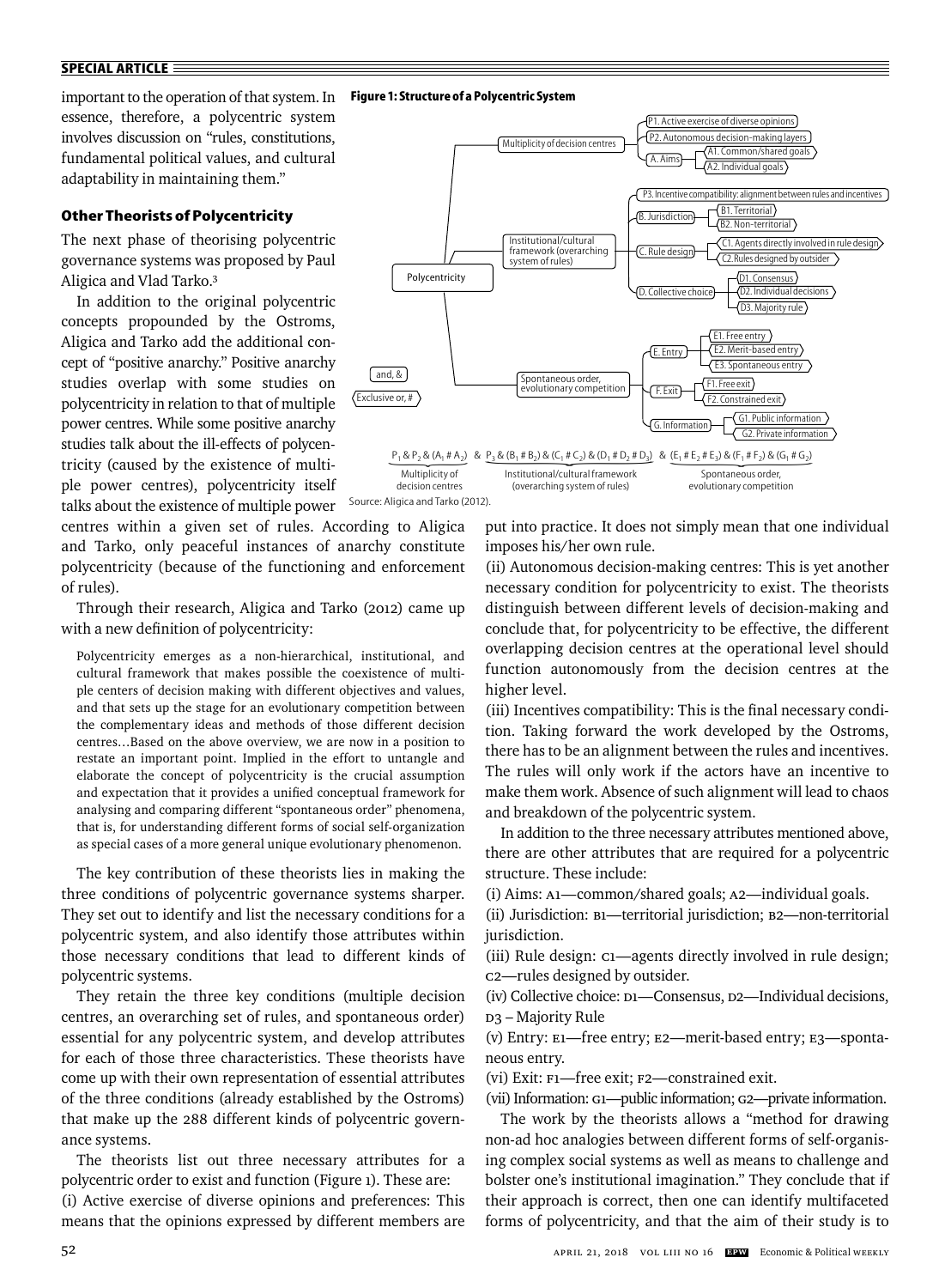important to the operation of that system. In essence, therefore, a polycentric system involves discussion on "rules, constitutions, fundamental political values, and cultural adaptability in maintaining them."

## Other Theorists of Polycentricity

The next phase of theorising polycentric governance systems was proposed by Paul Aligica and Vlad Tarko.[3]

In addition to the original polycentric concepts propounded by the Ostroms, Aligica and Tarko add the additional concept of "positive anarchy." Positive anarchy studies overlap with some studies on polycentricity in relation to that of multiple power centres. While some positive anarchy studies talk about the ill-effects of polycentricity (caused by the existence of multiple power centres), polycentricity itself talks about the existence of multiple power centres within a given set of rules. According to Aligica and Tarko, only peaceful instances of anarchy constitute polycentricity (because of the functioning and enforcement of rules).

**Figure 1: Structure of a Polycentric System**

- Polycentricity
  - Multiplicity of decision centres
    - P1. Active exercise of diverse opinions
    - P2. Autonomous decision-making layers
    - A. Aims
      - A1. Common/shared goals
      - A2. Individual goals
  - Institutional/cultural framework (overarching system of rules)
    - P3. Incentive compatibility: alignment between rules and incentives
    - B. Jurisdiction
      - B1. Territorial
      - B2. Non-territorial
    - C. Rule design
      - C1. Agents directly involved in rule design
      - C2. Rules designed by outsider
    - D. Collective choice
      - D1. Consensus
      - D2. Individual decisions
      - D3. Majority rule
  - Spontaneous order, evolutionary competition
    - E. Entry
      - E1. Free entry
      - E2. Merit-based entry
      - E3. Spontaneous entry
    - F. Exit
      - F1. Free exit
      - F2. Constrained exit
    - G. Information
      - G1. Public information
      - G2. Private information

and, &

Exclusive or, #

$\underbrace{P_1 \,\&\, P_2 \,\&\, (A_1 \# A_2)}_{\text{Multiplicity of decision centres}} \;\&\; \underbrace{P_3 \,\&\, (B_1 \# B_2) \,\&\, (C_1 \# C_2) \,\&\, (D_1 \# D_2 \# D_3)}_{\text{Institutional/cultural framework (overarching system of rules)}} \;\&\; \underbrace{(E_1 \# E_2 \# E_3) \,\&\, (F_1 \# F_2) \,\&\, (G_1 \# G_2)}_{\text{Spontaneous order, evolutionary competition}}$

Source: Aligica and Tarko (2012).

Through their research, Aligica and Tarko (2012) came up with a new definition of polycentricity:

> Polycentricity emerges as a non-hierarchical, institutional, and cultural framework that makes possible the coexistence of multiple centers of decision making with different objectives and values, and that sets up the stage for an evolutionary competition between the complementary ideas and methods of those different decision centres…Based on the above overview, we are now in a position to restate an important point. Implied in the effort to untangle and elaborate the concept of polycentricity is the crucial assumption and expectation that it provides a unified conceptual framework for analysing and comparing different "spontaneous order" phenomena, that is, for understanding different forms of social self-organization as special cases of a more general unique evolutionary phenomenon.

The key contribution of these theorists lies in making the three conditions of polycentric governance systems sharper. They set out to identify and list the necessary conditions for a polycentric system, and also identify those attributes within those necessary conditions that lead to different kinds of polycentric systems.

They retain the three key conditions (multiple decision centres, an overarching set of rules, and spontaneous order) essential for any polycentric system, and develop attributes for each of those three characteristics. These theorists have come up with their own representation of essential attributes of the three conditions (already established by the Ostroms) that make up the 288 different kinds of polycentric governance systems.

The theorists list out three necessary attributes for a polycentric order to exist and function (Figure 1). These are:

(i) Active exercise of diverse opinions and preferences: This means that the opinions expressed by different members are put into practice. It does not simply mean that one individual imposes his/her own rule.

(ii) Autonomous decision-making centres: This is yet another necessary condition for polycentricity to exist. The theorists distinguish between different levels of decision-making and conclude that, for polycentricity to be effective, the different overlapping decision centres at the operational level should function autonomously from the decision centres at the higher level.

(iii) Incentives compatibility: This is the final necessary condition. Taking forward the work developed by the Ostroms, there has to be an alignment between the rules and incentives. The rules will only work if the actors have an incentive to make them work. Absence of such alignment will lead to chaos and breakdown of the polycentric system.

In addition to the three necessary attributes mentioned above, there are other attributes that are required for a polycentric structure. These include:

(i) Aims: A1—common/shared goals; A2—individual goals.

(ii) Jurisdiction: B1—territorial jurisdiction; B2—non-territorial jurisdiction.

(iii) Rule design: C1—agents directly involved in rule design; C2—rules designed by outsider.

(iv) Collective choice: D1—Consensus, D2—Individual decisions, D3 – Majority Rule

(v) Entry: E1—free entry; E2—merit-based entry; E3—spontaneous entry.

(vi) Exit: F1—free exit; F2—constrained exit.

(vii) Information: G1—public information; G2—private information.

The work by the theorists allows a "method for drawing non-ad hoc analogies between different forms of self-organising complex social systems as well as means to challenge and bolster one's institutional imagination." They conclude that if their approach is correct, then one can identify multifaceted forms of polycentricity, and that the aim of their study is to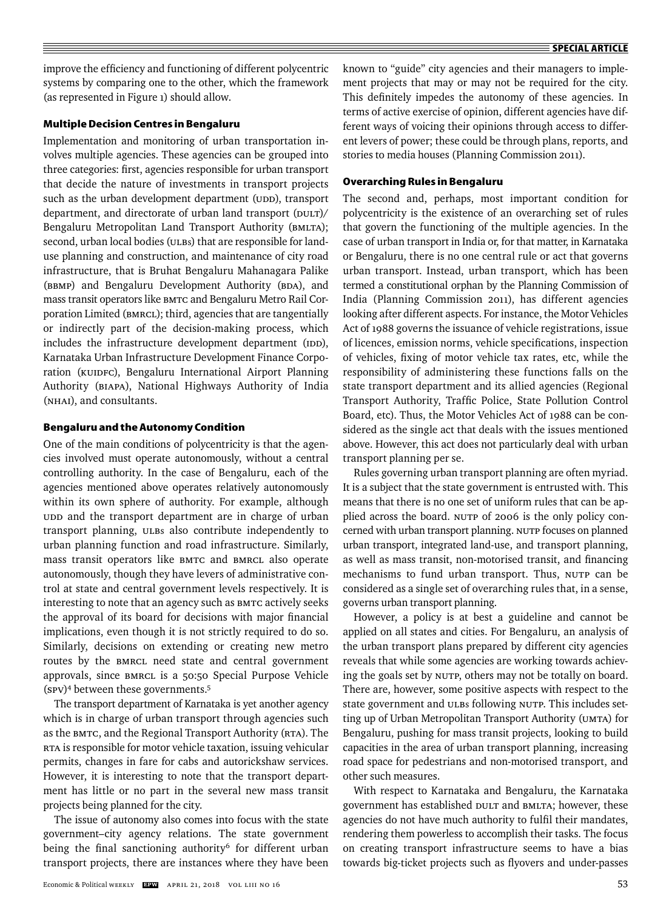improve the efficiency and functioning of different polycentric systems by comparing one to the other, which the framework (as represented in Figure 1) should allow.

### Multiple Decision Centres in Bengaluru

Implementation and monitoring of urban transportation involves multiple agencies. These agencies can be grouped into three categories: first, agencies responsible for urban transport that decide the nature of investments in transport projects such as the urban development department (UDD), transport department, and directorate of urban land transport (DULT)/ Bengaluru Metropolitan Land Transport Authority (BMLTA); second, urban local bodies (ULBs) that are responsible for land-use planning and construction, and maintenance of city road infrastructure, that is Bruhat Bengaluru Mahanagara Palike (BBMP) and Bengaluru Development Authority (BDA), and mass transit operators like BMTC and Bengaluru Metro Rail Corporation Limited (BMRCL); third, agencies that are tangentially or indirectly part of the decision-making process, which includes the infrastructure development department (IDD), Karnataka Urban Infrastructure Development Finance Corporation (KUIDFC), Bengaluru International Airport Planning Authority (BIAPA), National Highways Authority of India (NHAI), and consultants.

### Bengaluru and the Autonomy Condition

One of the main conditions of polycentricity is that the agencies involved must operate autonomously, without a central controlling authority. In the case of Bengaluru, each of the agencies mentioned above operates relatively autonomously within its own sphere of authority. For example, although UDD and the transport department are in charge of urban transport planning, ULBs also contribute independently to urban planning function and road infrastructure. Similarly, mass transit operators like BMTC and BMRCL also operate autonomously, though they have levers of administrative control at state and central government levels respectively. It is interesting to note that an agency such as BMTC actively seeks the approval of its board for decisions with major financial implications, even though it is not strictly required to do so. Similarly, decisions on extending or creating new metro routes by the BMRCL need state and central government approvals, since BMRCL is a 50:50 Special Purpose Vehicle (SPV)[4] between these governments.[5]

The transport department of Karnataka is yet another agency which is in charge of urban transport through agencies such as the BMTC, and the Regional Transport Authority (RTA). The RTA is responsible for motor vehicle taxation, issuing vehicular permits, changes in fare for cabs and autorickshaw services. However, it is interesting to note that the transport department has little or no part in the several new mass transit projects being planned for the city.

The issue of autonomy also comes into focus with the state government–city agency relations. The state government being the final sanctioning authority[6] for different urban transport projects, there are instances where they have been known to "guide" city agencies and their managers to implement projects that may or may not be required for the city. This definitely impedes the autonomy of these agencies. In terms of active exercise of opinion, different agencies have different ways of voicing their opinions through access to different levers of power; these could be through plans, reports, and stories to media houses (Planning Commission 2011).

### Overarching Rules in Bengaluru

The second and, perhaps, most important condition for polycentricity is the existence of an overarching set of rules that govern the functioning of the multiple agencies. In the case of urban transport in India or, for that matter, in Karnataka or Bengaluru, there is no one central rule or act that governs urban transport. Instead, urban transport, which has been termed a constitutional orphan by the Planning Commission of India (Planning Commission 2011), has different agencies looking after different aspects. For instance, the Motor Vehicles Act of 1988 governs the issuance of vehicle registrations, issue of licences, emission norms, vehicle specifications, inspection of vehicles, fixing of motor vehicle tax rates, etc, while the responsibility of administering these functions falls on the state transport department and its allied agencies (Regional Transport Authority, Traffic Police, State Pollution Control Board, etc). Thus, the Motor Vehicles Act of 1988 can be considered as the single act that deals with the issues mentioned above. However, this act does not particularly deal with urban transport planning per se.

Rules governing urban transport planning are often myriad. It is a subject that the state government is entrusted with. This means that there is no one set of uniform rules that can be applied across the board. NUTP of 2006 is the only policy concerned with urban transport planning. NUTP focuses on planned urban transport, integrated land-use, and transport planning, as well as mass transit, non-motorised transit, and financing mechanisms to fund urban transport. Thus, NUTP can be considered as a single set of overarching rules that, in a sense, governs urban transport planning.

However, a policy is at best a guideline and cannot be applied on all states and cities. For Bengaluru, an analysis of the urban transport plans prepared by different city agencies reveals that while some agencies are working towards achieving the goals set by NUTP, others may not be totally on board. There are, however, some positive aspects with respect to the state government and ULBs following NUTP. This includes setting up of Urban Metropolitan Transport Authority (UMTA) for Bengaluru, pushing for mass transit projects, looking to build capacities in the area of urban transport planning, increasing road space for pedestrians and non-motorised transport, and other such measures.

With respect to Karnataka and Bengaluru, the Karnataka government has established DULT and BMLTA; however, these agencies do not have much authority to fulfil their mandates, rendering them powerless to accomplish their tasks. The focus on creating transport infrastructure seems to have a bias towards big-ticket projects such as flyovers and under-passes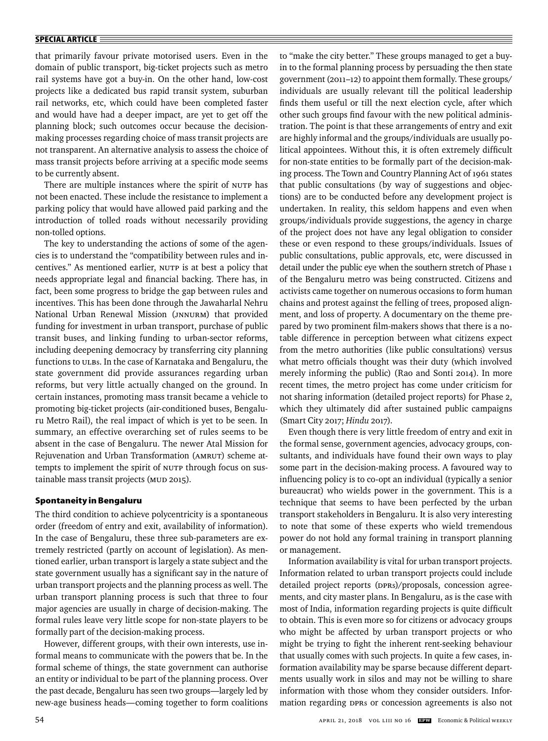that primarily favour private motorised users. Even in the domain of public transport, big-ticket projects such as metro rail systems have got a buy-in. On the other hand, low-cost projects like a dedicated bus rapid transit system, suburban rail networks, etc, which could have been completed faster and would have had a deeper impact, are yet to get off the planning block; such outcomes occur because the decision-making processes regarding choice of mass transit projects are not transparent. An alternative analysis to assess the choice of mass transit projects before arriving at a specific mode seems to be currently absent.

There are multiple instances where the spirit of NUTP has not been enacted. These include the resistance to implement a parking policy that would have allowed paid parking and the introduction of tolled roads without necessarily providing non-tolled options.

The key to understanding the actions of some of the agencies is to understand the "compatibility between rules and incentives." As mentioned earlier, NUTP is at best a policy that needs appropriate legal and financial backing. There has, in fact, been some progress to bridge the gap between rules and incentives. This has been done through the Jawaharlal Nehru National Urban Renewal Mission (JNNURM) that provided funding for investment in urban transport, purchase of public transit buses, and linking funding to urban-sector reforms, including deepening democracy by transferring city planning functions to ULBs. In the case of Karnataka and Bengaluru, the state government did provide assurances regarding urban reforms, but very little actually changed on the ground. In certain instances, promoting mass transit became a vehicle to promoting big-ticket projects (air-conditioned buses, Bengaluru Metro Rail), the real impact of which is yet to be seen. In summary, an effective overarching set of rules seems to be absent in the case of Bengaluru. The newer Atal Mission for Rejuvenation and Urban Transformation (AMRUT) scheme attempts to implement the spirit of NUTP through focus on sustainable mass transit projects (MUD 2015).

### Spontaneity in Bengaluru

The third condition to achieve polycentricity is a spontaneous order (freedom of entry and exit, availability of information). In the case of Bengaluru, these three sub-parameters are extremely restricted (partly on account of legislation). As mentioned earlier, urban transport is largely a state subject and the state government usually has a significant say in the nature of urban transport projects and the planning process as well. The urban transport planning process is such that three to four major agencies are usually in charge of decision-making. The formal rules leave very little scope for non-state players to be formally part of the decision-making process.

However, different groups, with their own interests, use informal means to communicate with the powers that be. In the formal scheme of things, the state government can authorise an entity or individual to be part of the planning process. Over the past decade, Bengaluru has seen two groups—largely led by new-age business heads—coming together to form coalitions to "make the city better." These groups managed to get a buy-in to the formal planning process by persuading the then state government (2011–12) to appoint them formally. These groups/individuals are usually relevant till the political leadership finds them useful or till the next election cycle, after which other such groups find favour with the new political administration. The point is that these arrangements of entry and exit are highly informal and the groups/individuals are usually political appointees. Without this, it is often extremely difficult for non-state entities to be formally part of the decision-making process. The Town and Country Planning Act of 1961 states that public consultations (by way of suggestions and objections) are to be conducted before any development project is undertaken. In reality, this seldom happens and even when groups/individuals provide suggestions, the agency in charge of the project does not have any legal obligation to consider these or even respond to these groups/individuals. Issues of public consultations, public approvals, etc, were discussed in detail under the public eye when the southern stretch of Phase 1 of the Bengaluru metro was being constructed. Citizens and activists came together on numerous occasions to form human chains and protest against the felling of trees, proposed alignment, and loss of property. A documentary on the theme prepared by two prominent film-makers shows that there is a notable difference in perception between what citizens expect from the metro authorities (like public consultations) versus what metro officials thought was their duty (which involved merely informing the public) (Rao and Sonti 2014). In more recent times, the metro project has come under criticism for not sharing information (detailed project reports) for Phase 2, which they ultimately did after sustained public campaigns (Smart City 2017; *Hindu* 2017).

Even though there is very little freedom of entry and exit in the formal sense, government agencies, advocacy groups, consultants, and individuals have found their own ways to play some part in the decision-making process. A favoured way to influencing policy is to co-opt an individual (typically a senior bureaucrat) who wields power in the government. This is a technique that seems to have been perfected by the urban transport stakeholders in Bengaluru. It is also very interesting to note that some of these experts who wield tremendous power do not hold any formal training in transport planning or management.

Information availability is vital for urban transport projects. Information related to urban transport projects could include detailed project reports (DPRs)/proposals, concession agreements, and city master plans. In Bengaluru, as is the case with most of India, information regarding projects is quite difficult to obtain. This is even more so for citizens or advocacy groups who might be affected by urban transport projects or who might be trying to fight the inherent rent-seeking behaviour that usually comes with such projects. In quite a few cases, information availability may be sparse because different departments usually work in silos and may not be willing to share information with those whom they consider outsiders. Information regarding DPRs or concession agreements is also not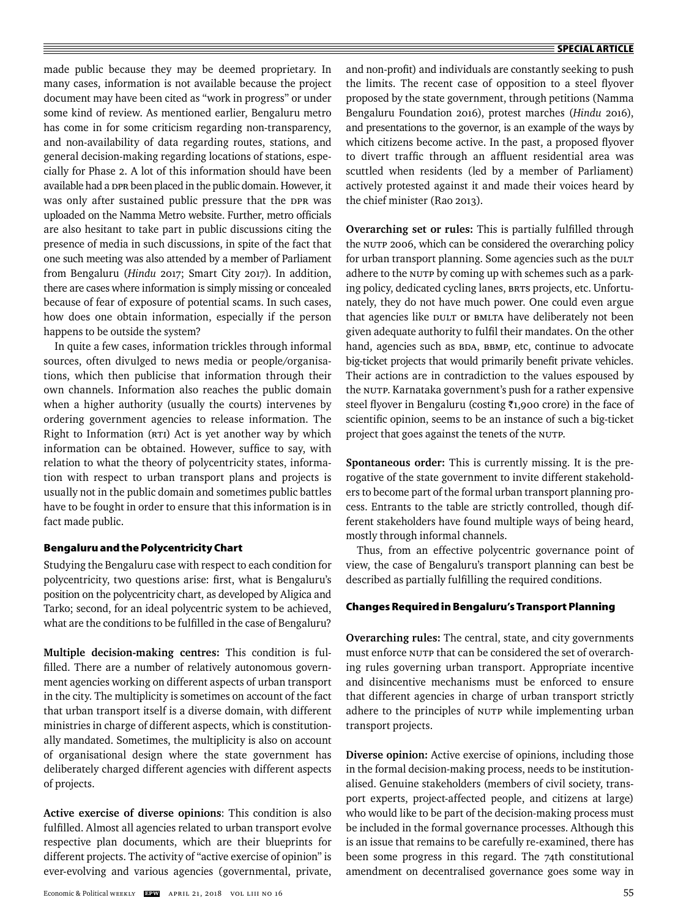made public because they may be deemed proprietary. In many cases, information is not available because the project document may have been cited as "work in progress" or under some kind of review. As mentioned earlier, Bengaluru metro has come in for some criticism regarding non-transparency, and non-availability of data regarding routes, stations, and general decision-making regarding locations of stations, especially for Phase 2. A lot of this information should have been available had a DPR been placed in the public domain. However, it was only after sustained public pressure that the DPR was uploaded on the Namma Metro website. Further, metro officials are also hesitant to take part in public discussions citing the presence of media in such discussions, in spite of the fact that one such meeting was also attended by a member of Parliament from Bengaluru (*Hindu* 2017; Smart City 2017). In addition, there are cases where information is simply missing or concealed because of fear of exposure of potential scams. In such cases, how does one obtain information, especially if the person happens to be outside the system?

In quite a few cases, information trickles through informal sources, often divulged to news media or people/organisations, which then publicise that information through their own channels. Information also reaches the public domain when a higher authority (usually the courts) intervenes by ordering government agencies to release information. The Right to Information (RTI) Act is yet another way by which information can be obtained. However, suffice to say, with relation to what the theory of polycentricity states, information with respect to urban transport plans and projects is usually not in the public domain and sometimes public battles have to be fought in order to ensure that this information is in fact made public.

### Bengaluru and the Polycentricity Chart

Studying the Bengaluru case with respect to each condition for polycentricity, two questions arise: first, what is Bengaluru's position on the polycentricity chart, as developed by Aligica and Tarko; second, for an ideal polycentric system to be achieved, what are the conditions to be fulfilled in the case of Bengaluru?

**Multiple decision-making centres:** This condition is fulfilled. There are a number of relatively autonomous government agencies working on different aspects of urban transport in the city. The multiplicity is sometimes on account of the fact that urban transport itself is a diverse domain, with different ministries in charge of different aspects, which is constitutionally mandated. Sometimes, the multiplicity is also on account of organisational design where the state government has deliberately charged different agencies with different aspects of projects.

**Active exercise of diverse opinions**: This condition is also fulfilled. Almost all agencies related to urban transport evolve respective plan documents, which are their blueprints for different projects. The activity of "active exercise of opinion" is ever-evolving and various agencies (governmental, private, and non-profit) and individuals are constantly seeking to push the limits. The recent case of opposition to a steel flyover proposed by the state government, through petitions (Namma Bengaluru Foundation 2016), protest marches (*Hindu* 2016), and presentations to the governor, is an example of the ways by which citizens become active. In the past, a proposed flyover to divert traffic through an affluent residential area was scuttled when residents (led by a member of Parliament) actively protested against it and made their voices heard by the chief minister (Rao 2013).

**Overarching set or rules:** This is partially fulfilled through the NUTP 2006, which can be considered the overarching policy for urban transport planning. Some agencies such as the DULT adhere to the NUTP by coming up with schemes such as a parking policy, dedicated cycling lanes, BRTS projects, etc. Unfortunately, they do not have much power. One could even argue that agencies like DULT or BMLTA have deliberately not been given adequate authority to fulfil their mandates. On the other hand, agencies such as BDA, BBMP, etc, continue to advocate big-ticket projects that would primarily benefit private vehicles. Their actions are in contradiction to the values espoused by the NUTP. Karnataka government's push for a rather expensive steel flyover in Bengaluru (costing ₹1,900 crore) in the face of scientific opinion, seems to be an instance of such a big-ticket project that goes against the tenets of the NUTP.

**Spontaneous order:** This is currently missing. It is the prerogative of the state government to invite different stakeholders to become part of the formal urban transport planning process. Entrants to the table are strictly controlled, though different stakeholders have found multiple ways of being heard, mostly through informal channels.

Thus, from an effective polycentric governance point of view, the case of Bengaluru's transport planning can best be described as partially fulfilling the required conditions.

### Changes Required in Bengaluru's Transport Planning

**Overarching rules:** The central, state, and city governments must enforce NUTP that can be considered the set of overarching rules governing urban transport. Appropriate incentive and disincentive mechanisms must be enforced to ensure that different agencies in charge of urban transport strictly adhere to the principles of NUTP while implementing urban transport projects.

**Diverse opinion:** Active exercise of opinions, including those in the formal decision-making process, needs to be institutionalised. Genuine stakeholders (members of civil society, transport experts, project-affected people, and citizens at large) who would like to be part of the decision-making process must be included in the formal governance processes. Although this is an issue that remains to be carefully re-examined, there has been some progress in this regard. The 74th constitutional amendment on decentralised governance goes some way in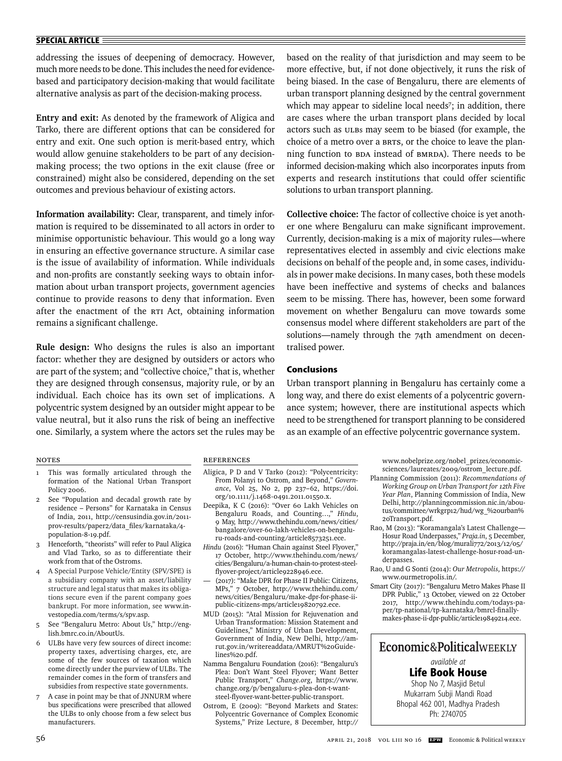addressing the issues of deepening of democracy. However, much more needs to be done. This includes the need for evidence-based and participatory decision-making that would facilitate alternative analysis as part of the decision-making process.

**Entry and exit:** As denoted by the framework of Aligica and Tarko, there are different options that can be considered for entry and exit. One such option is merit-based entry, which would allow genuine stakeholders to be part of any decision-making process; the two options in the exit clause (free or constrained) might also be considered, depending on the set outcomes and previous behaviour of existing actors.

**Information availability:** Clear, transparent, and timely information is required to be disseminated to all actors in order to minimise opportunistic behaviour. This would go a long way in ensuring an effective governance structure. A similar case is the issue of availability of information. While individuals and non-profits are constantly seeking ways to obtain information about urban transport projects, government agencies continue to provide reasons to deny that information. Even after the enactment of the RTI Act, obtaining information remains a significant challenge.

**Rule design:** Who designs the rules is also an important factor: whether they are designed by outsiders or actors who are part of the system; and "collective choice," that is, whether they are designed through consensus, majority rule, or by an individual. Each choice has its own set of implications. A polycentric system designed by an outsider might appear to be value neutral, but it also runs the risk of being an ineffective one. Similarly, a system where the actors set the rules may be based on the reality of that jurisdiction and may seem to be more effective, but, if not done objectively, it runs the risk of being biased. In the case of Bengaluru, there are elements of urban transport planning designed by the central government which may appear to sideline local needs[7]; in addition, there are cases where the urban transport plans devised by local actors such as ULBs may seem to be biased (for example, the choice of a metro over a BRTS, or the choice to leave the planning function to BDA instead of BMRDA). There needs to be informed decision-making which also incorporates inputs from experts and research institutions that could offer scientific solutions to urban transport planning.

**Collective choice:** The factor of collective choice is yet another one where Bengaluru can make significant improvement. Currently, decision-making is a mix of majority rules—where representatives elected in assembly and civic elections make decisions on behalf of the people and, in some cases, individuals in power make decisions. In many cases, both these models have been ineffective and systems of checks and balances seem to be missing. There has, however, been some forward movement on whether Bengaluru can move towards some consensus model where different stakeholders are part of the solutions—namely through the 74th amendment on decentralised power.

## Conclusions

Urban transport planning in Bengaluru has certainly come a long way, and there do exist elements of a polycentric governance system; however, there are institutional aspects which need to be strengthened for transport planning to be considered as an example of an effective polycentric governance system.

### Notes

1. This was formally articulated through the formation of the National Urban Transport Policy 2006.
2. See "Population and decadal growth rate by residence – Persons" for Karnataka in Census of India, 2011, http://censusindia.gov.in/2011-prov-results/paper2/data_files/karnataka/4-population-8-19.pdf.
3. Henceforth, "theorists" will refer to Paul Aligica and Vlad Tarko, so as to differentiate their work from that of the Ostroms.
4. A Special Purpose Vehicle/Entity (SPV/SPE) is a subsidiary company with an asset/liability structure and legal status that makes its obligations secure even if the parent company goes bankrupt. For more information, see www.investopedia.com/terms/s/spv.asp.
5. See "Bengaluru Metro: About Us," http://english.bmrc.co.in/AboutUs.
6. ULBs have very few sources of direct income: property taxes, advertising charges, etc, are some of the few sources of taxation which come directly under the purview of ULBs. The remainder comes in the form of transfers and subsidies from respective state governments.
7. A case in point may be that of JNNURM where bus specifications were prescribed that allowed the ULBs to only choose from a few select bus manufacturers.

### References

Aligica, P D and V Tarko (2012): "Polycentricity: From Polanyi to Ostrom, and Beyond," *Governance*, Vol 25, No 2, pp 237–62, https://doi.org/10.1111/j.1468-0491.2011.01550.x.

Deepika, K C (2016): "Over 60 Lakh Vehicles on Bengaluru Roads, and Counting…," *Hindu*, 9 May, http://www.thehindu.com/news/cities/bangalore/over-60-lakh-vehicles-on-bengaluru-roads-and-counting/article8573251.ece.

*Hindu* (2016): "Human Chain against Steel Flyover," 17 October, http://www.thehindu.com/news/cities/Bengaluru/a-human-chain-to-protest-steel-flyover-project/article9228946.ece.

— (2017): "Make DPR for Phase II Public: Citizens, MPs," 7 October, http://www.thehindu.com/news/cities/Bengaluru/make-dpr-for-phase-ii-public-citizens-mps/article19820792.ece.

MUD (2015): "Atal Mission for Rejuvenation and Urban Transformation: Mission Statement and Guidelines," Ministry of Urban Development, Government of India, New Delhi, http://amrut.gov.in/writereaddata/AMRUT%20Guidelines%20.pdf.

Namma Bengaluru Foundation (2016): "Bengaluru's Plea: Don't Want Steel Flyover; Want Better Public Transport," *Change.org*, https://www.change.org/p/bengaluru-s-plea-don-t-want-steel-flyover-want-better-public-transport.

Ostrom, E (2009): "Beyond Markets and States: Polycentric Governance of Complex Economic Systems," Prize Lecture, 8 December, http://www.nobelprize.org/nobel_prizes/economic-sciences/laureates/2009/ostrom_lecture.pdf.

Planning Commission (2011): *Recommendations of Working Group on Urban Transport for 12th Five Year Plan*, Planning Commission of India, New Delhi, http://planningcommission.nic.in/aboutus/committee/wrkgrp12/hud/wg_%20urban%20Transport.pdf.

Rao, M (2013): "Koramangala's Latest Challenge—Hosur Road Underpasses," *Praja.in*, 5 December, http://praja.in/en/blog/murali772/2013/12/05/koramangalas-latest-challenge-hosur-road-underpasses.

Rao, U and G Sonti (2014): *Our Metropolis*, https://www.ourmetropolis.in/.

Smart City (2017): "Bengaluru Metro Makes Phase II DPR Public," 13 October, viewed on 22 October 2017, http://www.thehindu.com/todays-paper/tp-national/tp-karnataka/bmrcl-finally-makes-phase-ii-dpr-public/article19849214.ece.

**Economic&PoliticalWEEKLY**

*available at*

**Life Book House**

Shop No 7, Masjid Betul
Mukarram Subji Mandi Road
Bhopal 462 001, Madhya Pradesh
Ph: 2740705